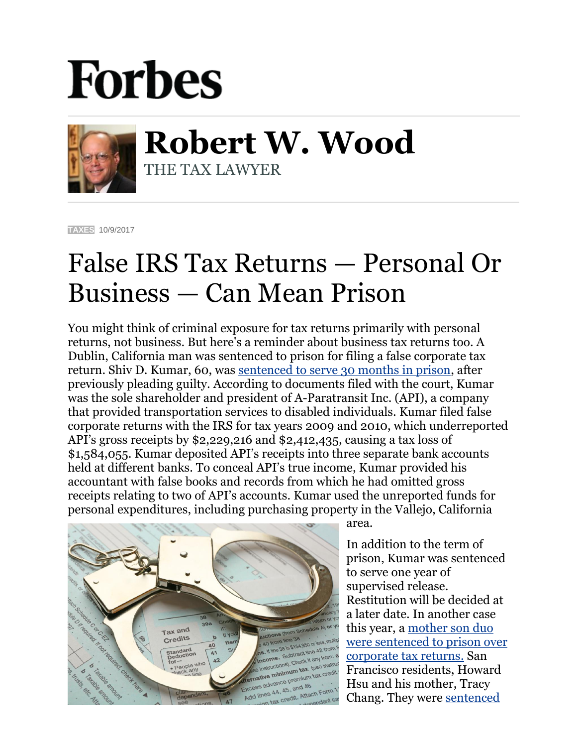# Forbes

## Robert W. Wood

THE TAX LAWYER

TAXES 10/9/2017

# False IRS Tax Returns — Personal Or Business — Can Mean Prison

You might think of criminal exposure for tax returns primarily with personal returns, not business. But here's a reminder about business tax returns too. A Dublin, California man was sentenced to prison for filing a false corporate tax return. Shiv D. Kumar, 60, was sentenced to serve 30 months in prison, after previously pleading guilty. According to documents filed with the court, Kumar was the sole shareholder and president of A-Paratransit Inc. (API), a company that provided transportation services to disabled individuals. Kumar filed false corporate returns with the IRS for tax years 2009 and 2010, which underreported API's gross receipts by $2,229,216 and $2,412,435, causing a tax loss of $1,584,055. Kumar deposited API's receipts into three separate bank accounts held at different banks. To conceal API's true income, Kumar provided his accountant with false books and records from which he had omitted gross receipts relating to two of API's accounts. Kumar used the unreported funds for personal expenditures, including purchasing property in the Vallejo, California area.

In addition to the term of prison, Kumar was sentenced to serve one year of supervised release. Restitution will be decided at a later date. In another case this year, a mother son duo were sentenced to prison over corporate tax returns. San Francisco residents, Howard Hsu and his mother, Tracy Chang. They were sentenced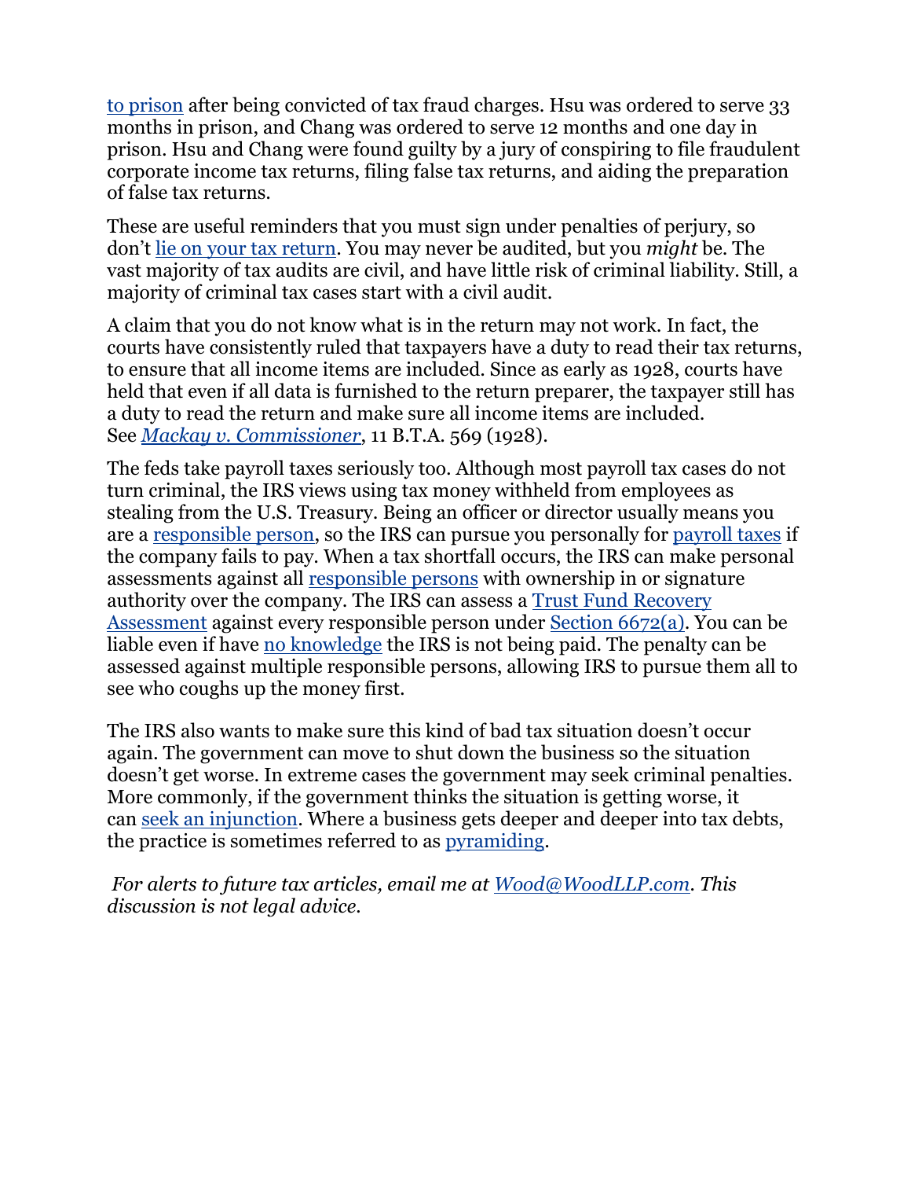to prison after being convicted of tax fraud charges. Hsu was ordered to serve 33 months in prison, and Chang was ordered to serve 12 months and one day in prison. Hsu and Chang were found guilty by a jury of conspiring to file fraudulent corporate income tax returns, filing false tax returns, and aiding the preparation of false tax returns.

These are useful reminders that you must sign under penalties of perjury, so don't lie on your tax return. You may never be audited, but you *might* be. The vast majority of tax audits are civil, and have little risk of criminal liability. Still, a majority of criminal tax cases start with a civil audit.

A claim that you do not know what is in the return may not work. In fact, the courts have consistently ruled that taxpayers have a duty to read their tax returns, to ensure that all income items are included. Since as early as 1928, courts have held that even if all data is furnished to the return preparer, the taxpayer still has a duty to read the return and make sure all income items are included. See *Mackay v. Commissioner*, 11 B.T.A. 569 (1928).

The feds take payroll taxes seriously too. Although most payroll tax cases do not turn criminal, the IRS views using tax money withheld from employees as stealing from the U.S. Treasury. Being an officer or director usually means you are a responsible person, so the IRS can pursue you personally for payroll taxes if the company fails to pay. When a tax shortfall occurs, the IRS can make personal assessments against all responsible persons with ownership in or signature authority over the company. The IRS can assess a Trust Fund Recovery Assessment against every responsible person under Section 6672(a). You can be liable even if have no knowledge the IRS is not being paid. The penalty can be assessed against multiple responsible persons, allowing IRS to pursue them all to see who coughs up the money first.

The IRS also wants to make sure this kind of bad tax situation doesn't occur again. The government can move to shut down the business so the situation doesn't get worse. In extreme cases the government may seek criminal penalties. More commonly, if the government thinks the situation is getting worse, it can seek an injunction. Where a business gets deeper and deeper into tax debts, the practice is sometimes referred to as pyramiding.

*For alerts to future tax articles, email me at Wood@WoodLLP.com. This discussion is not legal advice.*